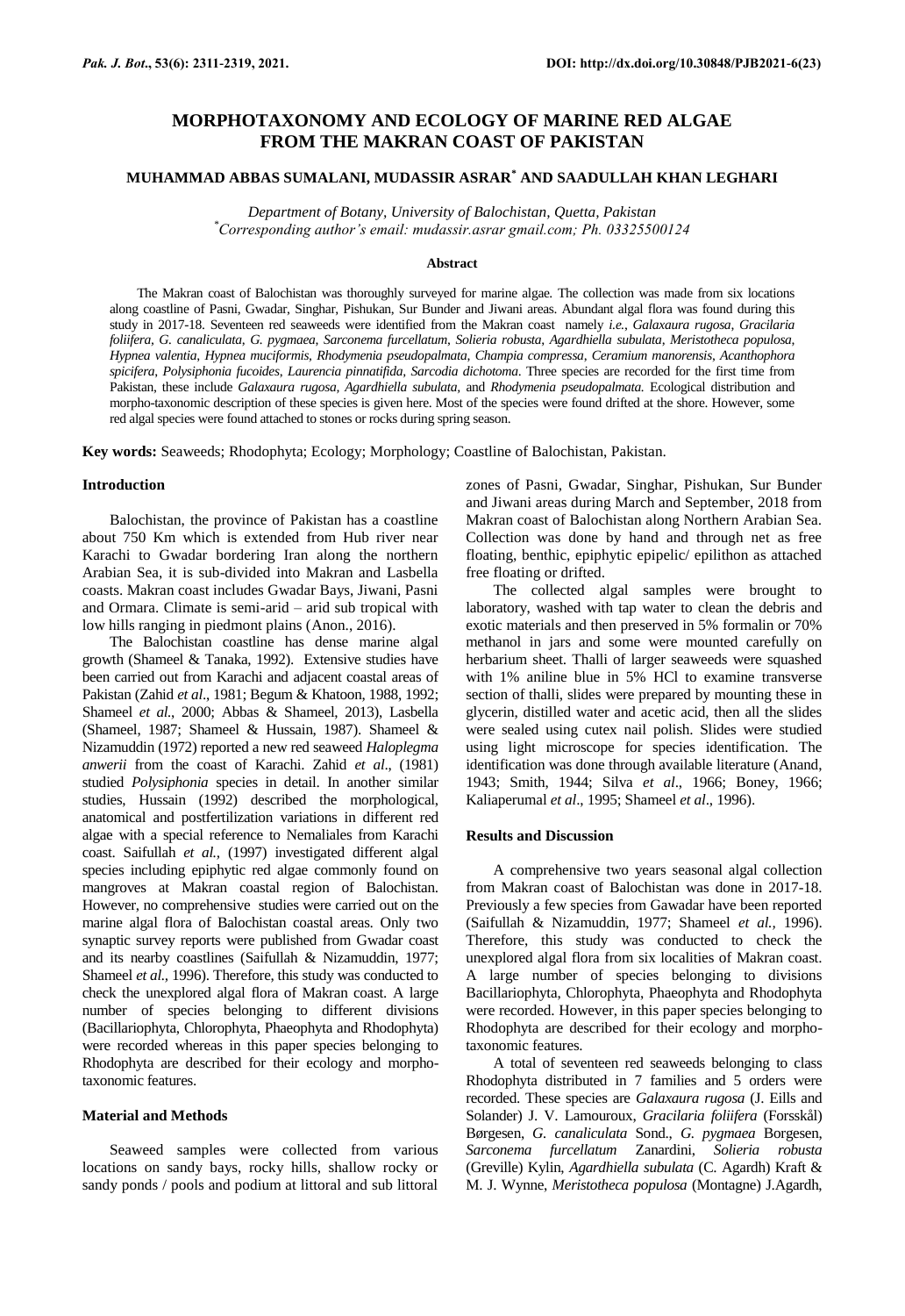# MORPHOTAXONOMY AND ECOLOGY OF MARINE RED ALGAE FROM THE MAKRAN COAST OF PAKISTAN

## MUHAMMAD ABBAS SUMALANI, MUDASSIR ASRAR[*] AND SAADULLAH KHAN LEGHARI

*Department of Botany, University of Balochistan, Quetta, Pakistan*
*[*]Corresponding author's email: mudassir.asrar gmail.com; Ph. 03325500124*

### Abstract

The Makran coast of Balochistan was thoroughly surveyed for marine algae. The collection was made from six locations along coastline of Pasni, Gwadar, Singhar, Pishukan, Sur Bunder and Jiwani areas. Abundant algal flora was found during this study in 2017-18. Seventeen red seaweeds were identified from the Makran coast namely *i.e., Galaxaura rugosa, Gracilaria foliifera, G. canaliculata, G. pygmaea, Sarconema furcellatum, Solieria robusta, Agardhiella subulata, Meristotheca populosa, Hypnea valentia, Hypnea muciformis, Rhodymenia pseudopalmata, Champia compressa, Ceramium manorensis, Acanthophora spicifera, Polysiphonia fucoides, Laurencia pinnatifida, Sarcodia dichotoma*. Three species are recorded for the first time from Pakistan, these include *Galaxaura rugosa, Agardhiella subulata,* and *Rhodymenia pseudopalmata.* Ecological distribution and morpho-taxonomic description of these species is given here. Most of the species were found drifted at the shore. However, some red algal species were found attached to stones or rocks during spring season.

**Key words:** Seaweeds; Rhodophyta; Ecology; Morphology; Coastline of Balochistan, Pakistan.

### Introduction

Balochistan, the province of Pakistan has a coastline about 750 Km which is extended from Hub river near Karachi to Gwadar bordering Iran along the northern Arabian Sea, it is sub-divided into Makran and Lasbella coasts. Makran coast includes Gwadar Bays, Jiwani, Pasni and Ormara. Climate is semi-arid – arid sub tropical with low hills ranging in piedmont plains (Anon., 2016).

The Balochistan coastline has dense marine algal growth (Shameel & Tanaka, 1992). Extensive studies have been carried out from Karachi and adjacent coastal areas of Pakistan (Zahid *et al*., 1981; Begum & Khatoon, 1988, 1992; Shameel *et al*., 2000; Abbas & Shameel, 2013), Lasbella (Shameel, 1987; Shameel & Hussain, 1987). Shameel & Nizamuddin (1972) reported a new red seaweed *Haloplegma anwerii* from the coast of Karachi. Zahid *et al*., (1981) studied *Polysiphonia* species in detail. In another similar studies, Hussain (1992) described the morphological, anatomical and postfertilization variations in different red algae with a special reference to Nemaliales from Karachi coast. Saifullah *et al.,* (1997) investigated different algal species including epiphytic red algae commonly found on mangroves at Makran coastal region of Balochistan. However, no comprehensive studies were carried out on the marine algal flora of Balochistan coastal areas. Only two synaptic survey reports were published from Gwadar coast and its nearby coastlines (Saifullah & Nizamuddin, 1977; Shameel *et al*., 1996). Therefore, this study was conducted to check the unexplored algal flora of Makran coast. A large number of species belonging to different divisions (Bacillariophyta, Chlorophyta, Phaeophyta and Rhodophyta) were recorded whereas in this paper species belonging to Rhodophyta are described for their ecology and morpho-taxonomic features.

### Material and Methods

Seaweed samples were collected from various locations on sandy bays, rocky hills, shallow rocky or sandy ponds / pools and podium at littoral and sub littoral zones of Pasni, Gwadar, Singhar, Pishukan, Sur Bunder and Jiwani areas during March and September, 2018 from Makran coast of Balochistan along Northern Arabian Sea. Collection was done by hand and through net as free floating, benthic, epiphytic epipelic/ epilithon as attached free floating or drifted.

The collected algal samples were brought to laboratory, washed with tap water to clean the debris and exotic materials and then preserved in 5% formalin or 70% methanol in jars and some were mounted carefully on herbarium sheet. Thalli of larger seaweeds were squashed with 1% aniline blue in 5% HCl to examine transverse section of thalli, slides were prepared by mounting these in glycerin, distilled water and acetic acid, then all the slides were sealed using cutex nail polish. Slides were studied using light microscope for species identification. The identification was done through available literature (Anand, 1943; Smith, 1944; Silva *et al*., 1966; Boney, 1966; Kaliaperumal *et al*., 1995; Shameel *et al*., 1996).

### Results and Discussion

A comprehensive two years seasonal algal collection from Makran coast of Balochistan was done in 2017-18. Previously a few species from Gawadar have been reported (Saifullah & Nizamuddin, 1977; Shameel *et al.,* 1996). Therefore, this study was conducted to check the unexplored algal flora from six localities of Makran coast. A large number of species belonging to divisions Bacillariophyta, Chlorophyta, Phaeophyta and Rhodophyta were recorded. However, in this paper species belonging to Rhodophyta are described for their ecology and morpho-taxonomic features.

A total of seventeen red seaweeds belonging to class Rhodophyta distributed in 7 families and 5 orders were recorded. These species are *Galaxaura rugosa* (J. Eills and Solander) J. V. Lamouroux, *Gracilaria foliifera* (Forsskål) Børgesen, *G. canaliculata* Sond., *G. pygmaea* Borgesen, *Sarconema furcellatum* Zanardini, *Solieria robusta* (Greville) Kylin, *Agardhiella subulata* (C. Agardh) Kraft & M. J. Wynne, *Meristotheca populosa* (Montagne) J.Agardh,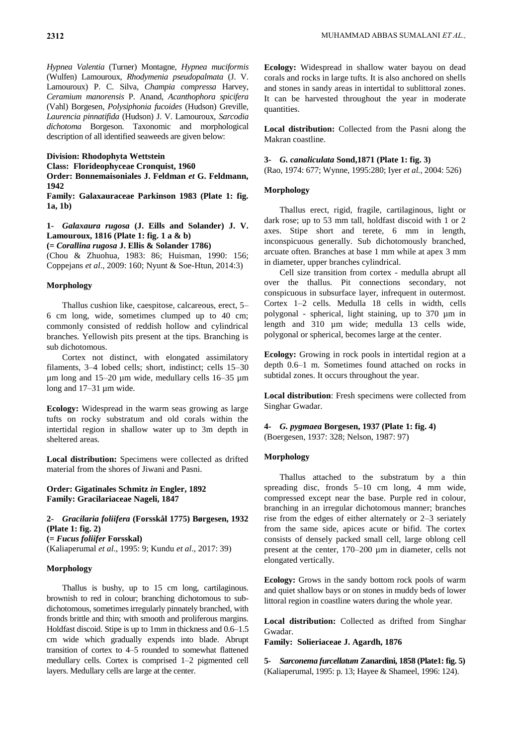*Hypnea Valentia* (Turner) Montagne, *Hypnea muciformis* (Wulfen) Lamouroux, *Rhodymenia pseudopalmata* (J. V. Lamouroux) P. C. Silva, *Champia compressa* Harvey, *Ceramium manorensis* P. Anand, *Acanthophora spicifera* (Vahl) Borgesen, *Polysiphonia fucoides* (Hudson) Greville, *Laurencia pinnatifida* (Hudson) J. V. Lamouroux, *Sarcodia dichotoma* Borgeson. Taxonomic and morphological description of all identified seaweeds are given below:

**Division: Rhodophyta Wettstein**
**Class: Florideophyceae Cronquist, 1960**
**Order: Bonnemaisoniales J. Feldman *et* G. Feldmann, 1942**
**Family: Galaxauraceae Parkinson 1983 (Plate 1: fig. 1a, 1b)**

**1- *Galaxaura rugosa* (J. Eills and Solander) J. V. Lamouroux, 1816 (Plate 1: fig. 1 a & b)**
**(= *Corallina rugosa* J. Ellis & Solander 1786)**
(Chou & Zhuohua, 1983: 86; Huisman, 1990: 156; Coppejans *et al*., 2009: 160; Nyunt & Soe-Htun, 2014:3)

#### Morphology

Thallus cushion like, caespitose, calcareous, erect, 5–6 cm long, wide, sometimes clumped up to 40 cm; commonly consisted of reddish hollow and cylindrical branches. Yellowish pits present at the tips. Branching is sub dichotomous.

Cortex not distinct, with elongated assimilatory filaments, 3–4 lobed cells; short, indistinct; cells 15–30 µm long and 15–20 µm wide, medullary cells 16–35 µm long and 17–31 µm wide.

**Ecology:** Widespread in the warm seas growing as large tufts on rocky substratum and old corals within the intertidal region in shallow water up to 3m depth in sheltered areas.

**Local distribution:** Specimens were collected as drifted material from the shores of Jiwani and Pasni.

**Order: Gigatinales Schmitz *in* Engler, 1892**
**Family: Gracilariaceae Nageli, 1847**

**2- *Gracilaria foliifera* (Forsskål 1775) Børgesen, 1932 (Plate 1: fig. 2)**
**(= *Fucus foliifer* Forsskal)**
(Kaliaperumal *et al*., 1995: 9; Kundu *et al*., 2017: 39)

#### Morphology

Thallus is bushy, up to 15 cm long, cartilaginous. brownish to red in colour; branching dichotomous to sub-dichotomous, sometimes irregularly pinnately branched, with fronds brittle and thin; with smooth and proliferous margins. Holdfast discoid. Stipe is up to 1mm in thickness and 0.6–1.5 cm wide which gradually expends into blade. Abrupt transition of cortex to 4–5 rounded to somewhat flattened medullary cells. Cortex is comprised 1–2 pigmented cell layers. Medullary cells are large at the center.

**Ecology:** Widespread in shallow water bayou on dead corals and rocks in large tufts. It is also anchored on shells and stones in sandy areas in intertidal to sublittoral zones. It can be harvested throughout the year in moderate quantities.

**Local distribution:** Collected from the Pasni along the Makran coastline.

**3- *G. canaliculata* Sond,1871 (Plate 1: fig. 3)**
(Rao, 1974: 677; Wynne, 1995:280; Iyer *et al.,* 2004: 526)

#### Morphology

Thallus erect, rigid, fragile, cartilaginous, light or dark rose; up to 53 mm tall, holdfast discoid with 1 or 2 axes. Stipe short and terete, 6 mm in length, inconspicuous generally. Sub dichotomously branched, arcuate often. Branches at base 1 mm while at apex 3 mm in diameter, upper branches cylindrical.

Cell size transition from cortex - medulla abrupt all over the thallus. Pit connections secondary, not conspicuous in subsurface layer, infrequent in outermost. Cortex 1–2 cells. Medulla 18 cells in width, cells polygonal - spherical, light staining, up to 370 µm in length and 310 µm wide; medulla 13 cells wide, polygonal or spherical, becomes large at the center.

**Ecology:** Growing in rock pools in intertidal region at a depth 0.6–1 m. Sometimes found attached on rocks in subtidal zones. It occurs throughout the year.

**Local distribution**: Fresh specimens were collected from Singhar Gwadar.

**4- *G. pygmaea* Borgesen, 1937 (Plate 1: fig. 4)**
(Boergesen, 1937: 328; Nelson, 1987: 97)

#### Morphology

Thallus attached to the substratum by a thin spreading disc, fronds 5–10 cm long, 4 mm wide, compressed except near the base. Purple red in colour, branching in an irregular dichotomous manner; branches rise from the edges of either alternately or 2–3 seriately from the same side, apices acute or bifid. The cortex consists of densely packed small cell, large oblong cell present at the center, 170–200 µm in diameter, cells not elongated vertically.

**Ecology:** Grows in the sandy bottom rock pools of warm and quiet shallow bays or on stones in muddy beds of lower littoral region in coastline waters during the whole year.

**Local distribution:** Collected as drifted from Singhar Gwadar.

**Family: Solieriaceae J. Agardh, 1876**

**5- *Sarconema furcellatum* Zanardini, 1858 (Plate1: fig. 5)**
(Kaliaperumal, 1995: p. 13; Hayee & Shameel, 1996: 124).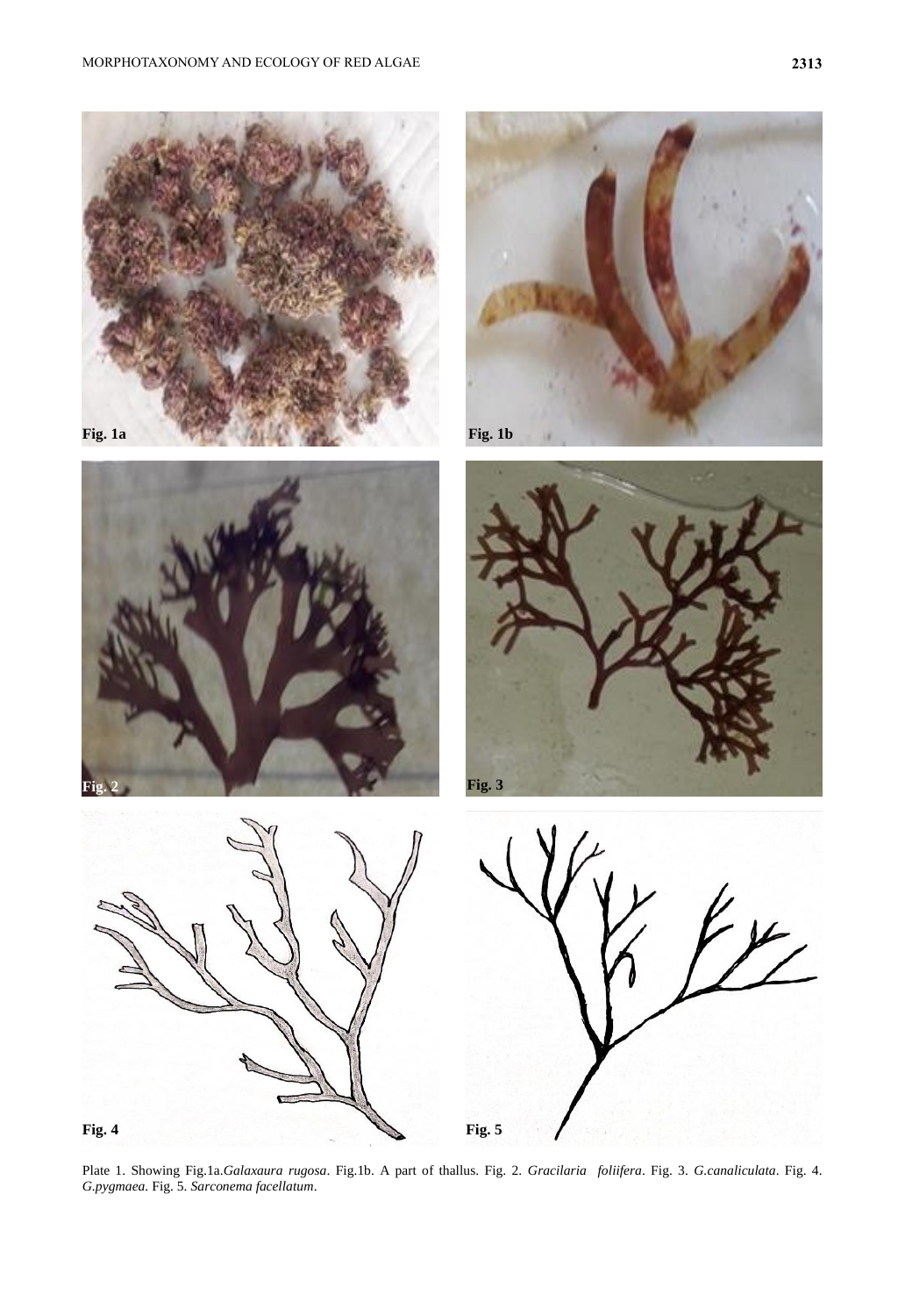Plate 1. Showing Fig.1a.*Galaxaura rugosa*. Fig.1b. A part of thallus. Fig. 2. *Gracilaria foliifera*. Fig. 3. *G.canaliculata*. Fig. 4. *G.pygmaea*. Fig. 5. *Sarconema facellatum*.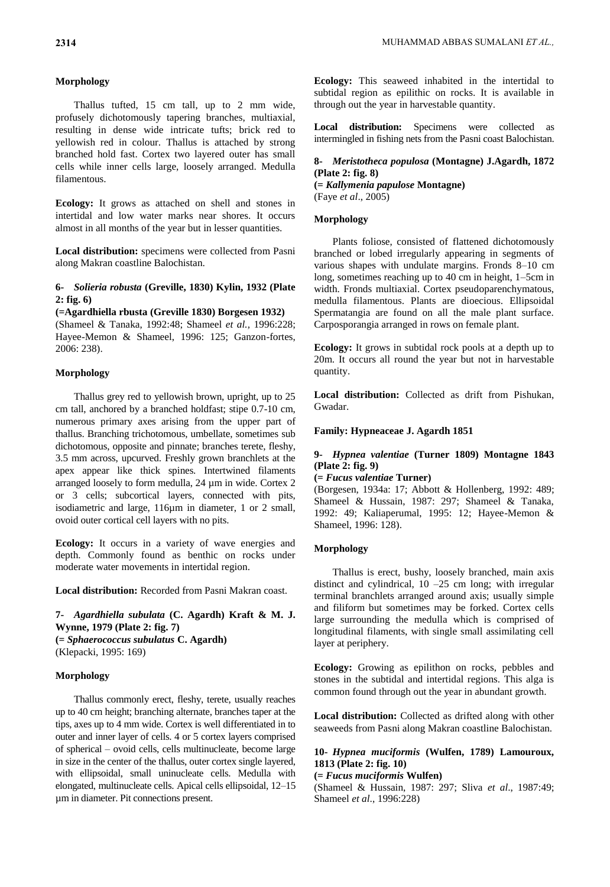### Morphology

Thallus tufted, 15 cm tall, up to 2 mm wide, profusely dichotomously tapering branches, multiaxial, resulting in dense wide intricate tufts; brick red to yellowish red in colour. Thallus is attached by strong branched hold fast. Cortex two layered outer has small cells while inner cells large, loosely arranged. Medulla filamentous.

**Ecology:** It grows as attached on shell and stones in intertidal and low water marks near shores. It occurs almost in all months of the year but in lesser quantities.

**Local distribution:** specimens were collected from Pasni along Makran coastline Balochistan.

### 6- *Solieria robusta* (Greville, 1830) Kylin, 1932 (Plate 2: fig. 6)

**(=Agardhiella rbusta (Greville 1830) Borgesen 1932)**

(Shameel & Tanaka, 1992:48; Shameel *et al.*, 1996:228; Hayee-Memon & Shameel, 1996: 125; Ganzon-fortes, 2006: 238).

### Morphology

Thallus grey red to yellowish brown, upright, up to 25 cm tall, anchored by a branched holdfast; stipe 0.7-10 cm, numerous primary axes arising from the upper part of thallus. Branching trichotomous, umbellate, sometimes sub dichotomous, opposite and pinnate; branches terete, fleshy, 3.5 mm across, upcurved. Freshly grown branchlets at the apex appear like thick spines. Intertwined filaments arranged loosely to form medulla, 24 µm in wide. Cortex 2 or 3 cells; subcortical layers, connected with pits, isodiametric and large, 116µm in diameter, 1 or 2 small, ovoid outer cortical cell layers with no pits.

**Ecology:** It occurs in a variety of wave energies and depth. Commonly found as benthic on rocks under moderate water movements in intertidal region.

**Local distribution:** Recorded from Pasni Makran coast.

### 7- *Agardhiella subulata* (C. Agardh) Kraft & M. J. Wynne, 1979 (Plate 2: fig. 7)

**(= *Sphaerococcus subulatus* C. Agardh)**

(Klepacki, 1995: 169)

### Morphology

Thallus commonly erect, fleshy, terete, usually reaches up to 40 cm height; branching alternate, branches taper at the tips, axes up to 4 mm wide. Cortex is well differentiated in to outer and inner layer of cells. 4 or 5 cortex layers comprised of spherical – ovoid cells, cells multinucleate, become large in size in the center of the thallus, outer cortex single layered, with ellipsoidal, small uninucleate cells. Medulla with elongated, multinucleate cells. Apical cells ellipsoidal, 12–15 µm in diameter. Pit connections present.

**Ecology:** This seaweed inhabited in the intertidal to subtidal region as epilithic on rocks. It is available in through out the year in harvestable quantity.

**Local distribution:** Specimens were collected as intermingled in fishing nets from the Pasni coast Balochistan.

### 8- *Meristotheca populosa* (Montagne) J.Agardh, 1872 (Plate 2: fig. 8)

**(= *Kallymenia papulose* Montagne)**

(Faye *et al*., 2005)

### Morphology

Plants foliose, consisted of flattened dichotomously branched or lobed irregularly appearing in segments of various shapes with undulate margins. Fronds 8–10 cm long, sometimes reaching up to 40 cm in height, 1–5cm in width. Fronds multiaxial. Cortex pseudoparenchymatous, medulla filamentous. Plants are dioecious. Ellipsoidal Spermatangia are found on all the male plant surface. Carposporangia arranged in rows on female plant.

**Ecology:** It grows in subtidal rock pools at a depth up to 20m. It occurs all round the year but not in harvestable quantity.

**Local distribution:** Collected as drift from Pishukan, Gwadar.

### Family: Hypneaceae J. Agardh 1851

### 9- *Hypnea valentiae* (Turner 1809) Montagne 1843 (Plate 2: fig. 9)

**(= *Fucus valentiae* Turner)**

(Borgesen, 1934a: 17; Abbott & Hollenberg, 1992: 489; Shameel & Hussain, 1987: 297; Shameel & Tanaka, 1992: 49; Kaliaperumal, 1995: 12; Hayee-Memon & Shameel, 1996: 128).

### Morphology

Thallus is erect, bushy, loosely branched, main axis distinct and cylindrical, 10 –25 cm long; with irregular terminal branchlets arranged around axis; usually simple and filiform but sometimes may be forked. Cortex cells large surrounding the medulla which is comprised of longitudinal filaments, with single small assimilating cell layer at periphery.

**Ecology:** Growing as epilithon on rocks, pebbles and stones in the subtidal and intertidal regions. This alga is common found through out the year in abundant growth.

**Local distribution:** Collected as drifted along with other seaweeds from Pasni along Makran coastline Balochistan.

### 10- *Hypnea muciformis* (Wulfen, 1789) Lamouroux, 1813 (Plate 2: fig. 10)

**(= *Fucus muciformis* Wulfen)**

(Shameel & Hussain, 1987: 297; Sliva *et al*., 1987:49; Shameel *et al*., 1996:228)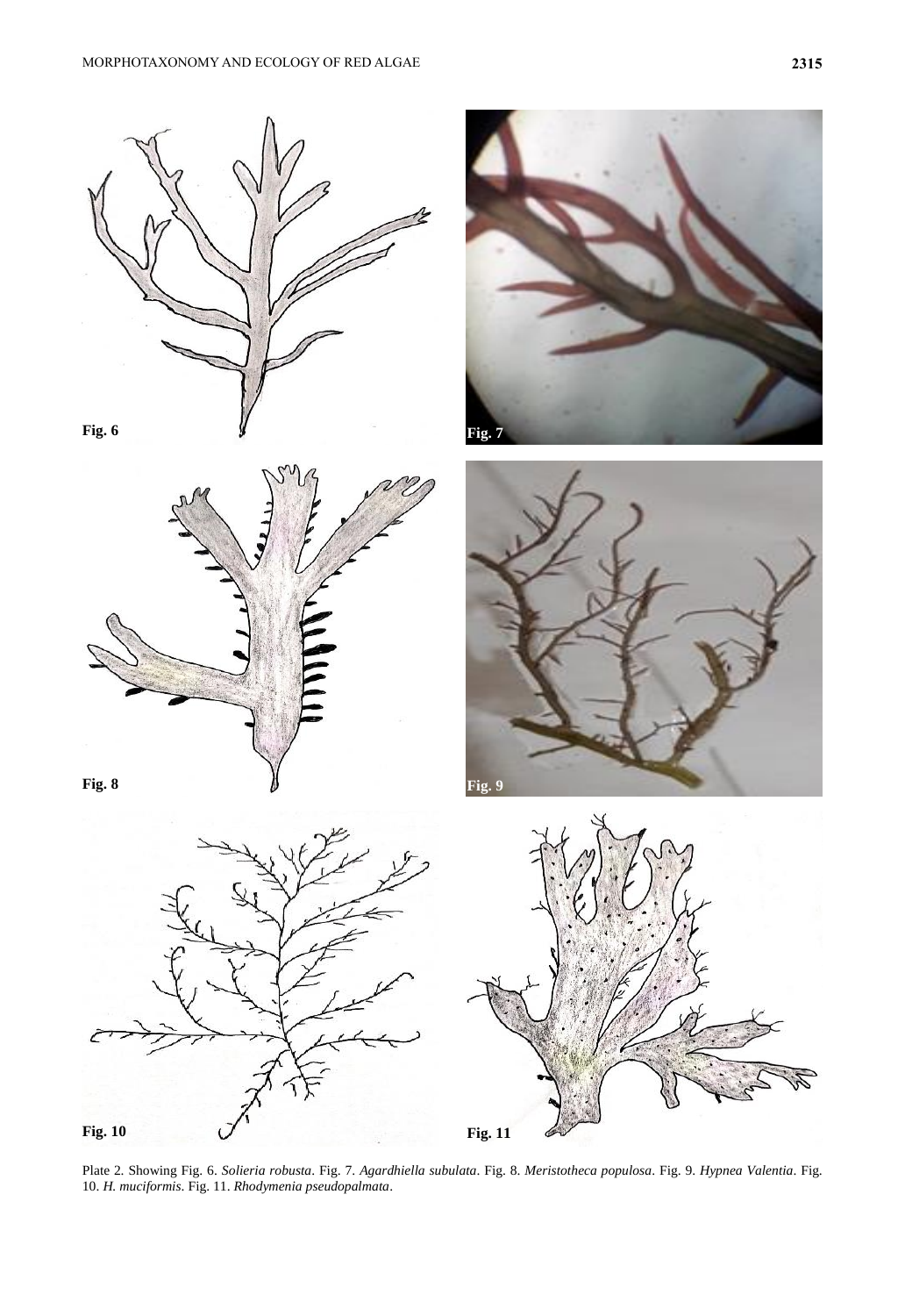Fig. 6

Fig. 7

Fig. 8

Fig. 9

Fig. 10

Fig. 11

Plate 2. Showing Fig. 6. *Solieria robusta*. Fig. 7. *Agardhiella subulata*. Fig. 8. *Meristotheca populosa*. Fig. 9. *Hypnea Valentia*. Fig. 10. *H. muciformis*. Fig. 11. *Rhodymenia pseudopalmata*.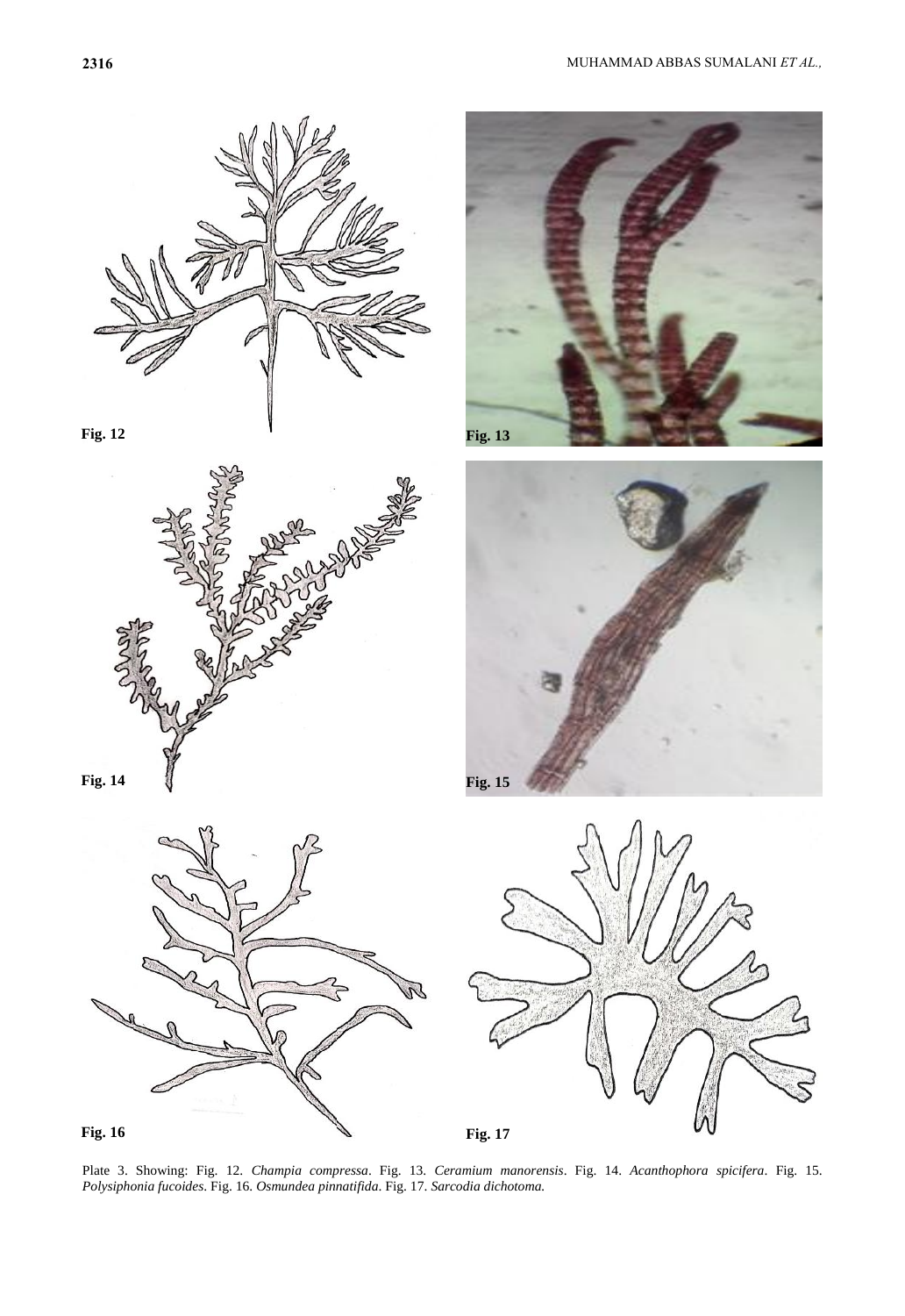Fig. 12

Fig. 13

Fig. 14

Fig. 15

Fig. 16

Fig. 17

Plate 3. Showing: Fig. 12. *Champia compressa*. Fig. 13. *Ceramium manorensis*. Fig. 14. *Acanthophora spicifera*. Fig. 15. *Polysiphonia fucoides*. Fig. 16. *Osmundea pinnatifida*. Fig. 17. *Sarcodia dichotoma.*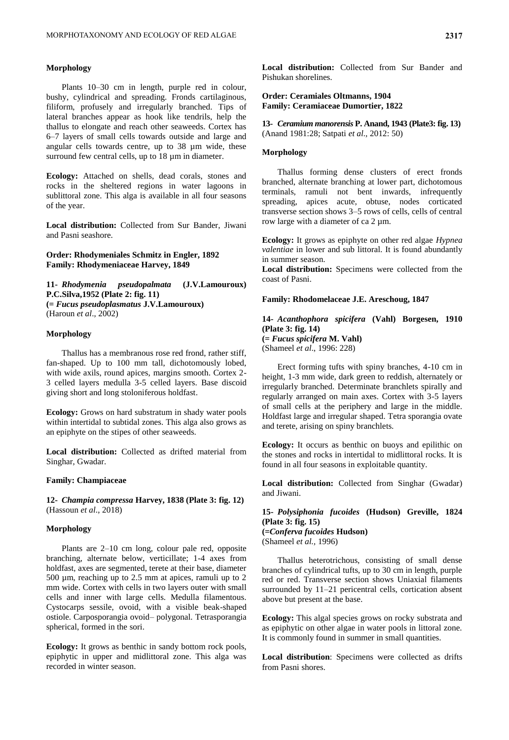### Morphology

Plants 10–30 cm in length, purple red in colour, bushy, cylindrical and spreading. Fronds cartilaginous, filiform, profusely and irregularly branched. Tips of lateral branches appear as hook like tendrils, help the thallus to elongate and reach other seaweeds. Cortex has 6–7 layers of small cells towards outside and large and angular cells towards centre, up to 38 µm wide, these surround few central cells, up to 18 µm in diameter.

**Ecology:** Attached on shells, dead corals, stones and rocks in the sheltered regions in water lagoons in sublittoral zone. This alga is available in all four seasons of the year.

**Local distribution:** Collected from Sur Bander, Jiwani and Pasni seashore.

**Order: Rhodymeniales Schmitz in Engler, 1892**
**Family: Rhodymeniaceae Harvey, 1849**

**11- *Rhodymenia pseudopalmata* (J.V.Lamouroux) P.C.Silva,1952 (Plate 2: fig. 11)**
**(= *Fucus pseudoplasmatus* J.V.Lamouroux)**
(Haroun *et al*., 2002)

### Morphology

Thallus has a membranous rose red frond, rather stiff, fan-shaped. Up to 100 mm tall, dichotomously lobed, with wide axils, round apices, margins smooth. Cortex 2-3 celled layers medulla 3-5 celled layers. Base discoid giving short and long stoloniferous holdfast.

**Ecology:** Grows on hard substratum in shady water pools within intertidal to subtidal zones. This alga also grows as an epiphyte on the stipes of other seaweeds.

**Local distribution:** Collected as drifted material from Singhar, Gwadar.

**Family: Champiaceae**

**12- *Champia compressa* Harvey, 1838 (Plate 3: fig. 12)**
(Hassoun *et al*., 2018)

### Morphology

Plants are 2–10 cm long, colour pale red, opposite branching, alternate below, verticillate; 1-4 axes from holdfast, axes are segmented, terete at their base, diameter 500 µm, reaching up to 2.5 mm at apices, ramuli up to 2 mm wide. Cortex with cells in two layers outer with small cells and inner with large cells. Medulla filamentous. Cystocarps sessile, ovoid, with a visible beak-shaped ostiole. Carposporangia ovoid– polygonal. Tetrasporangia spherical, formed in the sori.

**Ecology:** It grows as benthic in sandy bottom rock pools, epiphytic in upper and midlittoral zone. This alga was recorded in winter season.

**Local distribution:** Collected from Sur Bander and Pishukan shorelines.

**Order: Ceramiales Oltmanns, 1904**
**Family: Ceramiaceae Dumortier, 1822**

**13- *Ceramium manorensis* P. Anand, 1943 (Plate3: fig. 13)**
(Anand 1981:28; Satpati *et al*., 2012: 50)

### Morphology

Thallus forming dense clusters of erect fronds branched, alternate branching at lower part, dichotomous terminals, ramuli not bent inwards, infrequently spreading, apices acute, obtuse, nodes corticated transverse section shows 3–5 rows of cells, cells of central row large with a diameter of ca 2 µm.

**Ecology:** It grows as epiphyte on other red algae *Hypnea valentiae* in lower and sub littoral. It is found abundantly in summer season.
**Local distribution:** Specimens were collected from the coast of Pasni.

**Family: Rhodomelaceae J.E. Areschoug, 1847**

**14- *Acanthophora spicifera* (Vahl) Borgesen, 1910 (Plate 3: fig. 14)**
**(= *Fucus spicifera* M. Vahl)**
(Shameel *et al*., 1996: 228)

Erect forming tufts with spiny branches, 4-10 cm in height, 1-3 mm wide, dark green to reddish, alternately or irregularly branched. Determinate branchlets spirally and regularly arranged on main axes. Cortex with 3-5 layers of small cells at the periphery and large in the middle. Holdfast large and irregular shaped. Tetra sporangia ovate and terete, arising on spiny branchlets.

**Ecology:** It occurs as benthic on buoys and epilithic on the stones and rocks in intertidal to midlittoral rocks. It is found in all four seasons in exploitable quantity.

**Local distribution:** Collected from Singhar (Gwadar) and Jiwani.

**15- *Polysiphonia fucoides* (Hudson) Greville, 1824 (Plate 3: fig. 15)**
**(=*Conferva fucoides* Hudson)**
(Shameel *et al.,* 1996)

Thallus heterotrichous, consisting of small dense branches of cylindrical tufts, up to 30 cm in length, purple red or red. Transverse section shows Uniaxial filaments surrounded by 11–21 pericentral cells, cortication absent above but present at the base.

**Ecology:** This algal species grows on rocky substrata and as epiphytic on other algae in water pools in littoral zone. It is commonly found in summer in small quantities.

**Local distribution**: Specimens were collected as drifts from Pasni shores.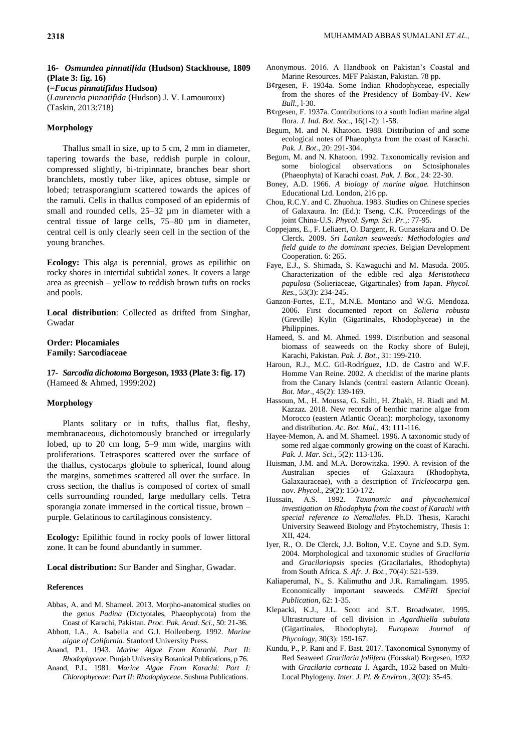**16- *Osmundea pinnatifida* (Hudson) Stackhouse, 1809 (Plate 3: fig. 16)**
**(=*Fucus pinnatifidus* Hudson)**
(*Laurencia pinnatifida* (Hudson) J. V. Lamouroux)
(Taskin, 2013:718)

**Morphology**

Thallus small in size, up to 5 cm, 2 mm in diameter, tapering towards the base, reddish purple in colour, compressed slightly, bi-tripinnate, branches bear short branchlets, mostly tuber like, apices obtuse, simple or lobed; tetrasporangium scattered towards the apices of the ramuli. Cells in thallus composed of an epidermis of small and rounded cells, 25–32 µm in diameter with a central tissue of large cells, 75–80 µm in diameter, central cell is only clearly seen cell in the section of the young branches.

**Ecology:** This alga is perennial, grows as epilithic on rocky shores in intertidal subtidal zones. It covers a large area as greenish – yellow to reddish brown tufts on rocks and pools.

**Local distribution**: Collected as drifted from Singhar, Gwadar

**Order: Plocamiales**
**Family: Sarcodiaceae**

**17- *Sarcodia dichotoma* Borgeson, 1933 (Plate 3: fig. 17)**
(Hameed & Ahmed, 1999:202)

**Morphology**

Plants solitary or in tufts, thallus flat, fleshy, membranaceous, dichotomously branched or irregularly lobed, up to 20 cm long, 5–9 mm wide, margins with proliferations. Tetraspores scattered over the surface of the thallus, cystocarps globule to spherical, found along the margins, sometimes scattered all over the surface. In cross section, the thallus is composed of cortex of small cells surrounding rounded, large medullary cells. Tetra sporangia zonate immersed in the cortical tissue, brown – purple. Gelatinous to cartilaginous consistency.

**Ecology:** Epilithic found in rocky pools of lower littoral zone. It can be found abundantly in summer.

**Local distribution:** Sur Bander and Singhar, Gwadar.

**References**

Abbas, A. and M. Shameel. 2013. Morpho-anatomical studies on the genus *Padina* (Dictyotales, Phaeophycota) from the Coast of Karachi, Pakistan. *Proc. Pak. Acad. Sci.*, 50: 21-36.

Abbott, I.A., A. Isabella and G.J. Hollenberg. 1992. *Marine algae of California*. Stanford University Press.

Anand, P.L. 1943. *Marine Algae From Karachi. Part II: Rhodophyceae*. Punjab University Botanical Publications, p 76.

Anand, P.L. 1981. *Marine Algae From Karachi: Part I: Chlorophyceae: Part II: Rhodophyceae*. Sushma Publications.

Anonymous. 2016. A Handbook on Pakistan's Coastal and Marine Resources. MFF Pakistan, Pakistan. 78 pp.

B¢rgesen, F. 1934a. Some Indian Rhodophyceae, especially from the shores of the Presidency of Bombay-IV. *Kew Bull.*, l-30.

B¢rgesen, F. 1937a. Contributions to a south Indian marine algal flora. *J. Ind. Bot. Soc.*, 16(1-2): 1-58.

Begum, M. and N. Khatoon. 1988. Distribution of and some ecological notes of Phaeophyta from the coast of Karachi. *Pak. J. Bot*., 20: 291-304.

Begum, M. and N. Khatoon. 1992. Taxonomically revision and some biological observations on Sctosiphonales (Phaeophyta) of Karachi coast. *Pak. J. Bot.,* 24: 22-30.

Boney, A.D. 1966. *A biology of marine algae.* Hutchinson Educational Ltd. London, 216 pp.

Chou, R.C.Y. and C. Zhuohua. 1983. Studies on Chinese species of Galaxaura. In: (Ed.): Tseng, C.K. Proceedings of the joint China-U.S. *Phycol. Symp. Sci. Pr.,*: 77-95.

Coppejans, E., F. Leliaert, O. Dargent, R. Gunasekara and O. De Clerck. 2009. *Sri Lankan seaweeds: Methodologies and field guide to the dominant species*. Belgian Development Cooperation. 6: 265.

Faye, E.J., S. Shimada, S. Kawaguchi and M. Masuda. 2005. Characterization of the edible red alga *Meristotheca papulosa* (Solieriaceae, Gigartinales) from Japan. *Phycol. Res.*, 53(3): 234-245.

Ganzon-Fortes, E.T., M.N.E. Montano and W.G. Mendoza. 2006. First documented report on *Solieria robusta* (Greville) Kylin (Gigartinales, Rhodophyceae) in the Philippines.

Hameed, S. and M. Ahmed. 1999. Distribution and seasonal biomass of seaweeds on the Rocky shore of Buleji, Karachi, Pakistan. *Pak. J. Bot.,* 31: 199-210.

Haroun, R.J., M.C. Gil-Rodríguez, J.D. de Castro and W.F. Homme Van Reine. 2002. A checklist of the marine plants from the Canary Islands (central eastern Atlantic Ocean). *Bot. Mar.*, 45(2): 139-169.

Hassoun, M., H. Moussa, G. Salhi, H. Zbakh, H. Riadi and M. Kazzaz. 2018. New records of benthic marine algae from Morocco (eastern Atlantic Ocean): morphology, taxonomy and distribution. *Ac. Bot. Mal.*, 43: 111-116.

Hayee-Memon, A. and M. Shameel. 1996. A taxonomic study of some red algae commonly growing on the coast of Karachi. *Pak. J. Mar. Sci.*, 5(2): 113-136.

Huisman, J.M. and M.A. Borowitzka. 1990. A revision of the Australian species of Galaxaura (Rhodophyta, Galaxauraceae), with a description of *Tricleocarpa* gen. nov. *Phycol.*, 29(2): 150-172.

Hussain, A.S. 1992. *Taxonomic and phycochemical investigation on Rhodophyta from the coast of Karachi with special reference to Nemaliales*. Ph.D. Thesis, Karachi University Seaweed Biology and Phytochemistry, Thesis 1: XII, 424.

Iyer, R., O. De Clerck, J.J. Bolton, V.E. Coyne and S.D. Sym. 2004. Morphological and taxonomic studies of *Gracilaria* and *Gracilariopsis* species (Gracilariales, Rhodophyta) from South Africa. *S. Afr. J. Bot.*, 70(4): 521-539.

Kaliaperumal, N., S. Kalimuthu and J.R. Ramalingam. 1995. Economically important seaweeds. *CMFRI Special Publication*, 62: 1-35.

Klepacki, K.J., J.L. Scott and S.T. Broadwater. 1995. Ultrastructure of cell division in *Agardhiella subulata* (Gigartinales, Rhodophyta). *European Journal of Phycology*, 30(3): 159-167.

Kundu, P., P. Rani and F. Bast. 2017. Taxonomical Synonymy of Red Seaweed *Gracilaria foliifera* (Forsskal) Borgesen, 1932 with *Gracilaria corticata* J. Agardh, 1852 based on Multi-Local Phylogeny. *Inter. J. Pl. & Environ.,* 3(02): 35-45.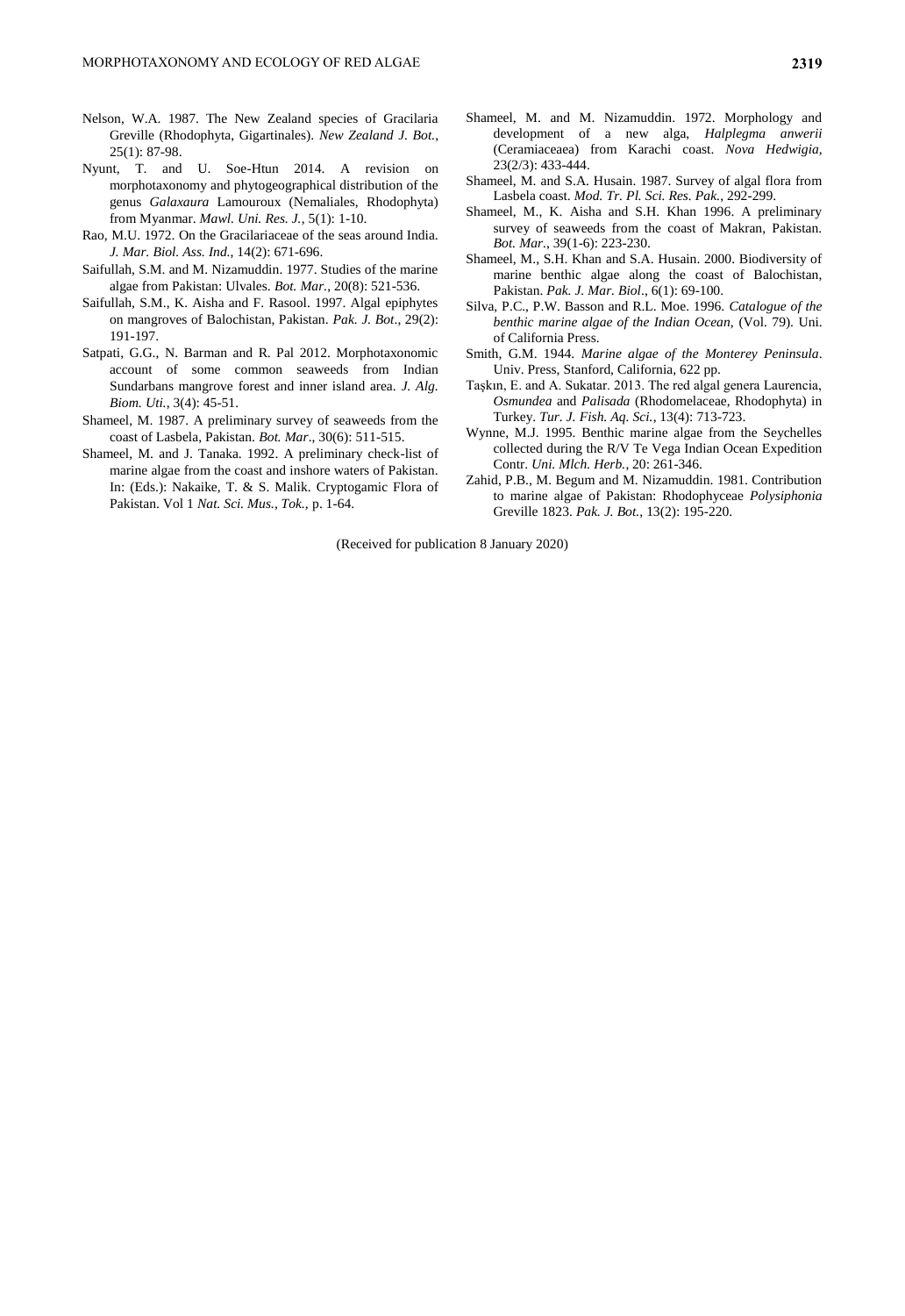Nelson, W.A. 1987. The New Zealand species of Gracilaria Greville (Rhodophyta, Gigartinales). *New Zealand J. Bot.*, 25(1): 87-98.

Nyunt, T. and U. Soe-Htun 2014. A revision on morphotaxonomy and phytogeographical distribution of the genus *Galaxaura* Lamouroux (Nemaliales, Rhodophyta) from Myanmar. *Mawl. Uni. Res. J.*, 5(1): 1-10.

Rao, M.U. 1972. On the Gracilariaceae of the seas around India. *J. Mar. Biol. Ass. Ind.*, 14(2): 671-696.

Saifullah, S.M. and M. Nizamuddin. 1977. Studies of the marine algae from Pakistan: Ulvales. *Bot. Mar.*, 20(8): 521-536.

Saifullah, S.M., K. Aisha and F. Rasool. 1997. Algal epiphytes on mangroves of Balochistan, Pakistan. *Pak. J. Bot*., 29(2): 191-197.

Satpati, G.G., N. Barman and R. Pal 2012. Morphotaxonomic account of some common seaweeds from Indian Sundarbans mangrove forest and inner island area. *J. Alg. Biom. Uti.*, 3(4): 45-51.

Shameel, M. 1987. A preliminary survey of seaweeds from the coast of Lasbela, Pakistan. *Bot. Mar*., 30(6): 511-515.

Shameel, M. and J. Tanaka. 1992. A preliminary check-list of marine algae from the coast and inshore waters of Pakistan. In: (Eds.): Nakaike, T. & S. Malik. Cryptogamic Flora of Pakistan. Vol 1 *Nat. Sci. Mus., Tok.,* p. 1-64.

Shameel, M. and M. Nizamuddin. 1972. Morphology and development of a new alga, *Halplegma anwerii* (Ceramiaceaea) from Karachi coast. *Nova Hedwigia*, 23(2/3): 433-444.

Shameel, M. and S.A. Husain. 1987. Survey of algal flora from Lasbela coast. *Mod. Tr. Pl. Sci. Res. Pak.*, 292-299.

Shameel, M., K. Aisha and S.H. Khan 1996. A preliminary survey of seaweeds from the coast of Makran, Pakistan. *Bot. Mar*., 39(1-6): 223-230.

Shameel, M., S.H. Khan and S.A. Husain. 2000. Biodiversity of marine benthic algae along the coast of Balochistan, Pakistan. *Pak. J. Mar. Biol*., 6(1): 69-100.

Silva, P.C., P.W. Basson and R.L. Moe. 1996. *Catalogue of the benthic marine algae of the Indian Ocean*, (Vol. 79). Uni. of California Press.

Smith, G.M. 1944. *Marine algae of the Monterey Peninsula*. Univ. Press, Stanford, California, 622 pp.

Taşkın, E. and A. Sukatar. 2013. The red algal genera Laurencia, *Osmundea* and *Palisada* (Rhodomelaceae, Rhodophyta) in Turkey. *Tur. J. Fish. Aq. Sci.*, 13(4): 713-723.

Wynne, M.J. 1995. Benthic marine algae from the Seychelles collected during the R/V Te Vega Indian Ocean Expedition Contr. *Uni. Mlch. Herb.*, 20: 261-346.

Zahid, P.B., M. Begum and M. Nizamuddin. 1981. Contribution to marine algae of Pakistan: Rhodophyceae *Polysiphonia* Greville 1823. *Pak. J. Bot.*, 13(2): 195-220.

(Received for publication 8 January 2020)